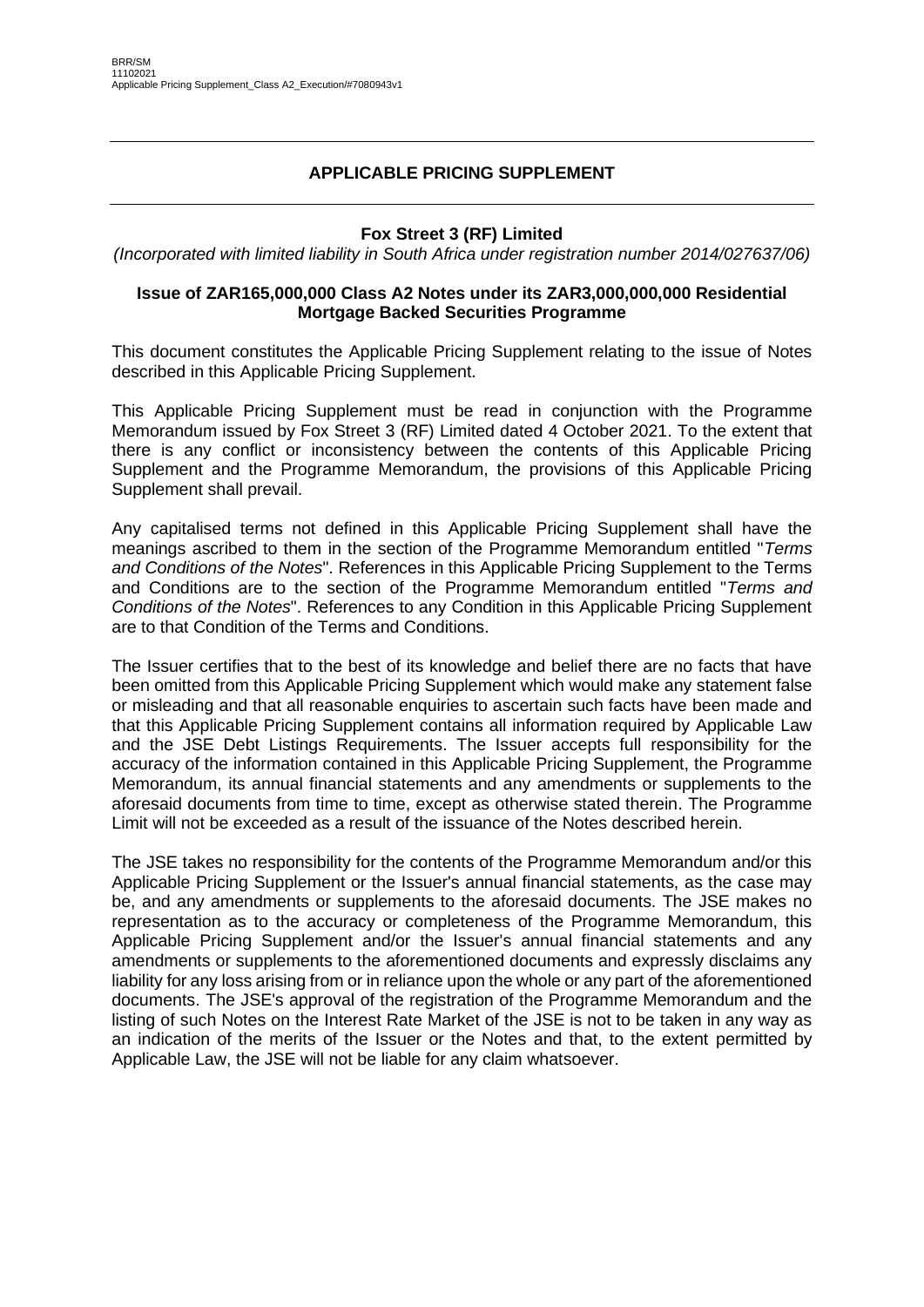BRR/SM
11102021
Applicable Pricing Supplement_Class A2_Execution/#7080943v1

# APPLICABLE PRICING SUPPLEMENT

**Fox Street 3 (RF) Limited**

*(Incorporated with limited liability in South Africa under registration number 2014/027637/06)*

**Issue of ZAR165,000,000 Class A2 Notes under its ZAR3,000,000,000 Residential Mortgage Backed Securities Programme**

This document constitutes the Applicable Pricing Supplement relating to the issue of Notes described in this Applicable Pricing Supplement.

This Applicable Pricing Supplement must be read in conjunction with the Programme Memorandum issued by Fox Street 3 (RF) Limited dated 4 October 2021. To the extent that there is any conflict or inconsistency between the contents of this Applicable Pricing Supplement and the Programme Memorandum, the provisions of this Applicable Pricing Supplement shall prevail.

Any capitalised terms not defined in this Applicable Pricing Supplement shall have the meanings ascribed to them in the section of the Programme Memorandum entitled "*Terms and Conditions of the Notes*". References in this Applicable Pricing Supplement to the Terms and Conditions are to the section of the Programme Memorandum entitled "*Terms and Conditions of the Notes*". References to any Condition in this Applicable Pricing Supplement are to that Condition of the Terms and Conditions.

The Issuer certifies that to the best of its knowledge and belief there are no facts that have been omitted from this Applicable Pricing Supplement which would make any statement false or misleading and that all reasonable enquiries to ascertain such facts have been made and that this Applicable Pricing Supplement contains all information required by Applicable Law and the JSE Debt Listings Requirements. The Issuer accepts full responsibility for the accuracy of the information contained in this Applicable Pricing Supplement, the Programme Memorandum, its annual financial statements and any amendments or supplements to the aforesaid documents from time to time, except as otherwise stated therein. The Programme Limit will not be exceeded as a result of the issuance of the Notes described herein.

The JSE takes no responsibility for the contents of the Programme Memorandum and/or this Applicable Pricing Supplement or the Issuer's annual financial statements, as the case may be, and any amendments or supplements to the aforesaid documents. The JSE makes no representation as to the accuracy or completeness of the Programme Memorandum, this Applicable Pricing Supplement and/or the Issuer's annual financial statements and any amendments or supplements to the aforementioned documents and expressly disclaims any liability for any loss arising from or in reliance upon the whole or any part of the aforementioned documents. The JSE's approval of the registration of the Programme Memorandum and the listing of such Notes on the Interest Rate Market of the JSE is not to be taken in any way as an indication of the merits of the Issuer or the Notes and that, to the extent permitted by Applicable Law, the JSE will not be liable for any claim whatsoever.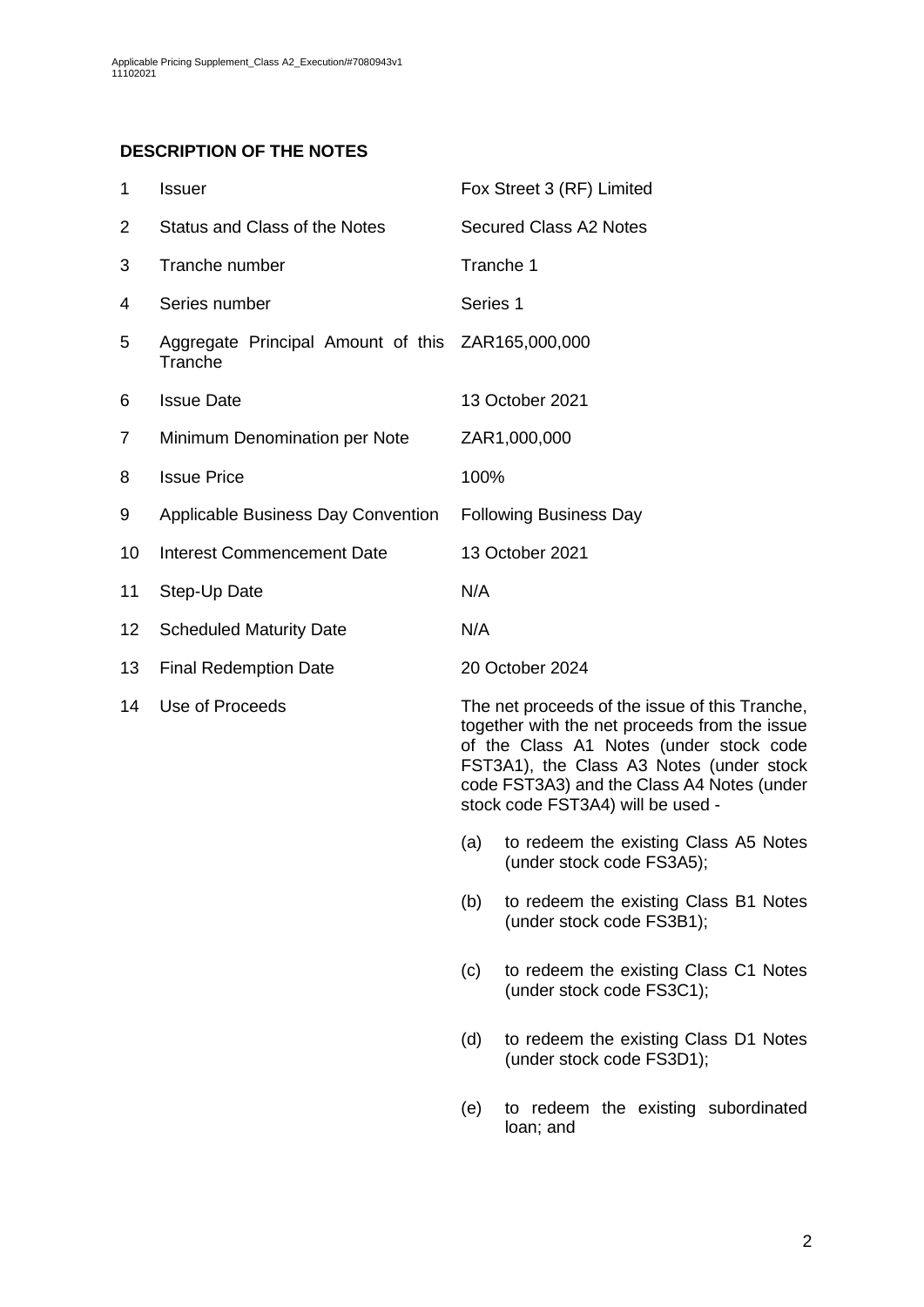## DESCRIPTION OF THE NOTES

| | | |
|---|---|---|
| 1 | Issuer | Fox Street 3 (RF) Limited |
| 2 | Status and Class of the Notes | Secured Class A2 Notes |
| 3 | Tranche number | Tranche 1 |
| 4 | Series number | Series 1 |
| 5 | Aggregate Principal Amount of this Tranche | ZAR165,000,000 |
| 6 | Issue Date | 13 October 2021 |
| 7 | Minimum Denomination per Note | ZAR1,000,000 |
| 8 | Issue Price | 100% |
| 9 | Applicable Business Day Convention | Following Business Day |
| 10 | Interest Commencement Date | 13 October 2021 |
| 11 | Step-Up Date | N/A |
| 12 | Scheduled Maturity Date | N/A |
| 13 | Final Redemption Date | 20 October 2024 |
| 14 | Use of Proceeds | The net proceeds of the issue of this Tranche, together with the net proceeds from the issue of the Class A1 Notes (under stock code FST3A1), the Class A3 Notes (under stock code FST3A3) and the Class A4 Notes (under stock code FST3A4) will be used - |

(a) to redeem the existing Class A5 Notes (under stock code FS3A5);

(b) to redeem the existing Class B1 Notes (under stock code FS3B1);

(c) to redeem the existing Class C1 Notes (under stock code FS3C1);

(d) to redeem the existing Class D1 Notes (under stock code FS3D1);

(e) to redeem the existing subordinated loan; and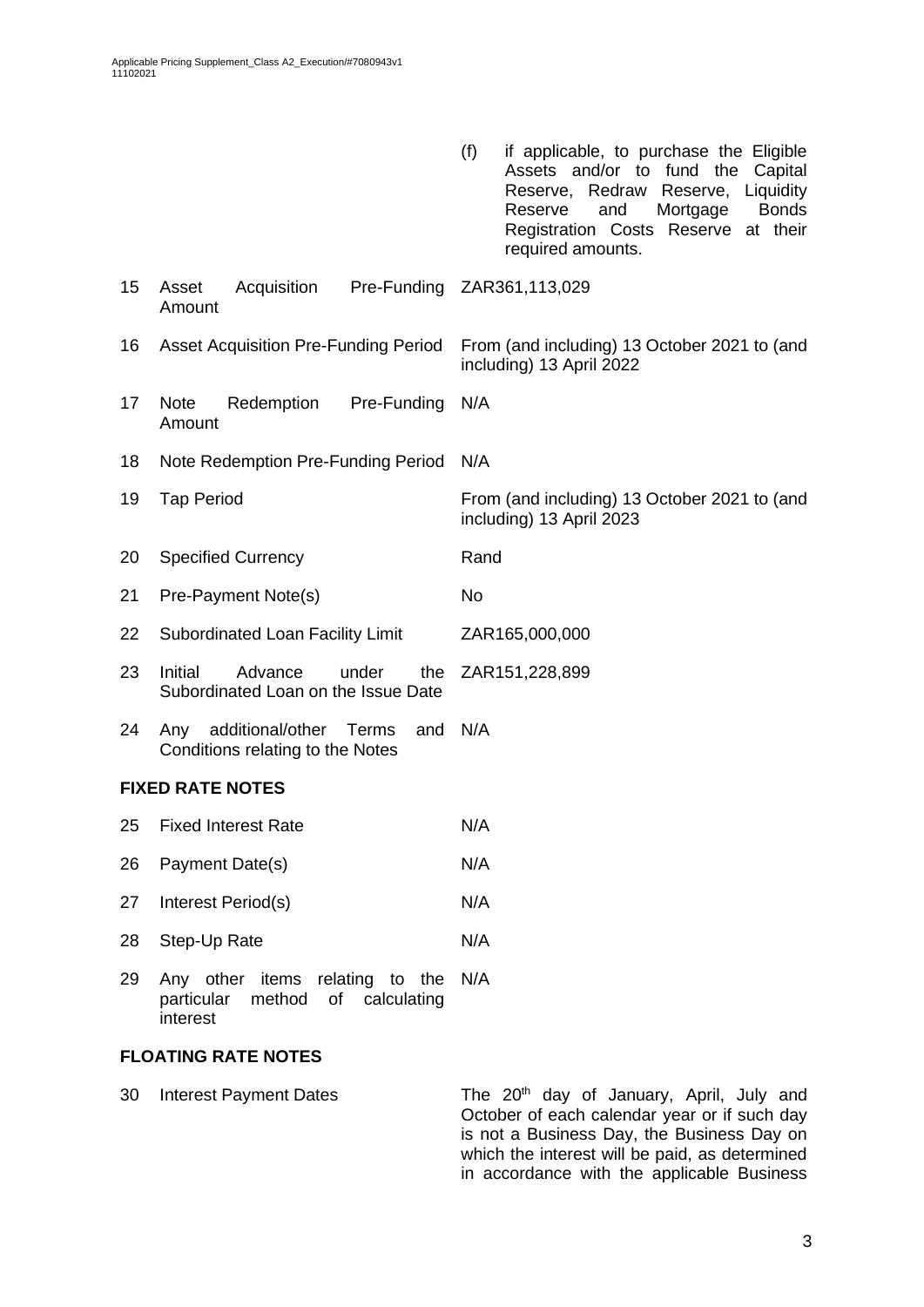| | | |
|---|---|---|
| | | (f) if applicable, to purchase the Eligible Assets and/or to fund the Capital Reserve, Redraw Reserve, Liquidity Reserve and Mortgage Bonds Registration Costs Reserve at their required amounts. |
| 15 | Asset Acquisition Pre-Funding Amount | ZAR361,113,029 |
| 16 | Asset Acquisition Pre-Funding Period | From (and including) 13 October 2021 to (and including) 13 April 2022 |
| 17 | Note Redemption Pre-Funding Amount | N/A |
| 18 | Note Redemption Pre-Funding Period | N/A |
| 19 | Tap Period | From (and including) 13 October 2021 to (and including) 13 April 2023 |
| 20 | Specified Currency | Rand |
| 21 | Pre-Payment Note(s) | No |
| 22 | Subordinated Loan Facility Limit | ZAR165,000,000 |
| 23 | Initial Advance under the Subordinated Loan on the Issue Date | ZAR151,228,899 |
| 24 | Any additional/other Terms and Conditions relating to the Notes | N/A |

**FIXED RATE NOTES**

| | | |
|---|---|---|
| 25 | Fixed Interest Rate | N/A |
| 26 | Payment Date(s) | N/A |
| 27 | Interest Period(s) | N/A |
| 28 | Step-Up Rate | N/A |
| 29 | Any other items relating to the particular method of calculating interest | N/A |

**FLOATING RATE NOTES**

| | | |
|---|---|---|
| 30 | Interest Payment Dates | The 20th day of January, April, July and October of each calendar year or if such day is not a Business Day, the Business Day on which the interest will be paid, as determined in accordance with the applicable Business |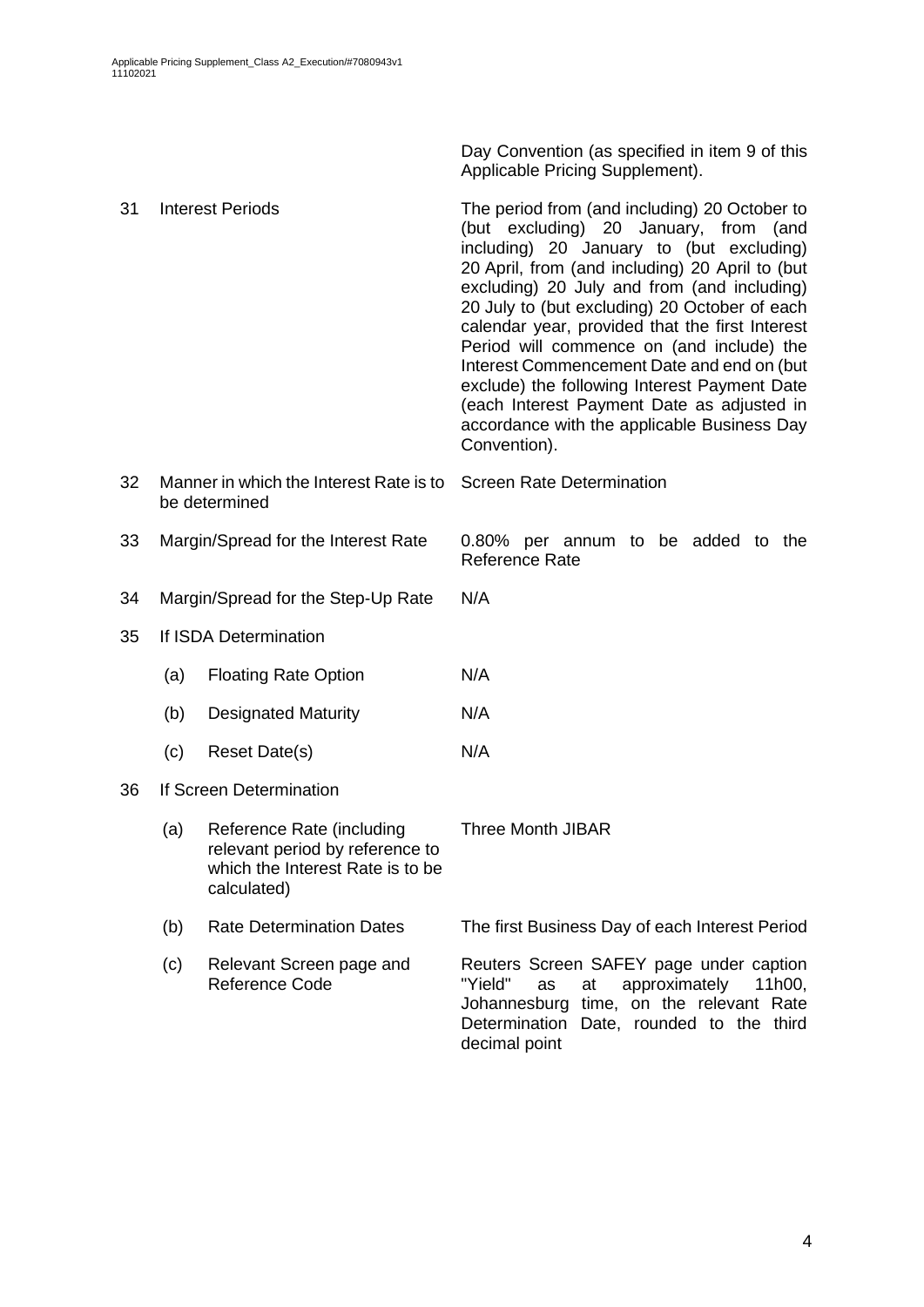| | | | |
|---|---|---|---|
| | | | Day Convention (as specified in item 9 of this Applicable Pricing Supplement). |
| 31 | Interest Periods | | The period from (and including) 20 October to (but excluding) 20 January, from (and including) 20 January to (but excluding) 20 April, from (and including) 20 April to (but excluding) 20 July and from (and including) 20 July to (but excluding) 20 October of each calendar year, provided that the first Interest Period will commence on (and include) the Interest Commencement Date and end on (but exclude) the following Interest Payment Date (each Interest Payment Date as adjusted in accordance with the applicable Business Day Convention). |
| 32 | Manner in which the Interest Rate is to be determined | | Screen Rate Determination |
| 33 | Margin/Spread for the Interest Rate | | 0.80% per annum to be added to the Reference Rate |
| 34 | Margin/Spread for the Step-Up Rate | | N/A |
| 35 | If ISDA Determination | | |
| | (a) | Floating Rate Option | N/A |
| | (b) | Designated Maturity | N/A |
| | (c) | Reset Date(s) | N/A |
| 36 | If Screen Determination | | |
| | (a) | Reference Rate (including relevant period by reference to which the Interest Rate is to be calculated) | Three Month JIBAR |
| | (b) | Rate Determination Dates | The first Business Day of each Interest Period |
| | (c) | Relevant Screen page and Reference Code | Reuters Screen SAFEY page under caption "Yield" as at approximately 11h00, Johannesburg time, on the relevant Rate Determination Date, rounded to the third decimal point |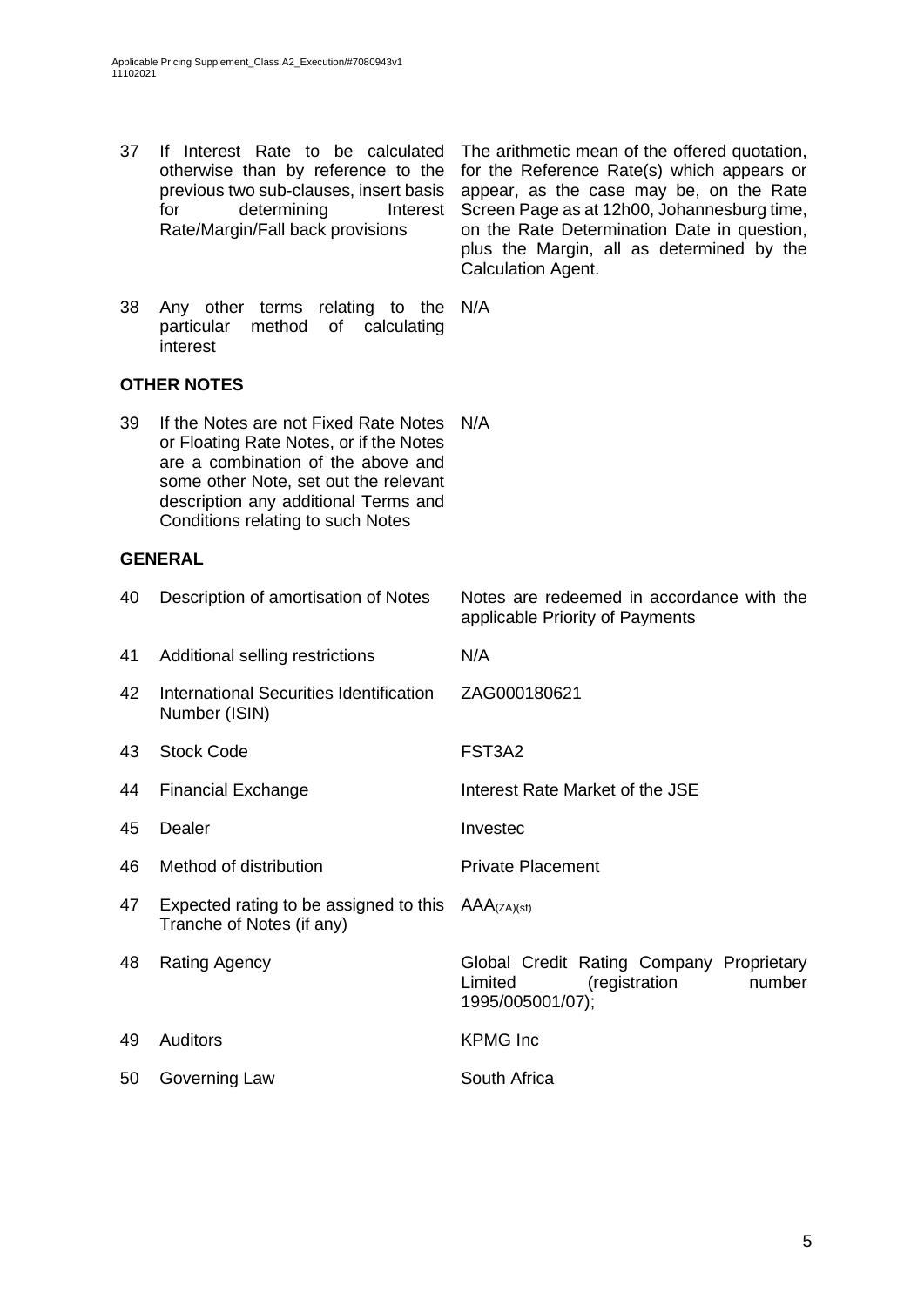| | | |
|---|---|---|
| 37 | If Interest Rate to be calculated otherwise than by reference to the previous two sub-clauses, insert basis for determining Interest Rate/Margin/Fall back provisions | The arithmetic mean of the offered quotation, for the Reference Rate(s) which appears or appear, as the case may be, on the Rate Screen Page as at 12h00, Johannesburg time, on the Rate Determination Date in question, plus the Margin, all as determined by the Calculation Agent. |
| 38 | Any other terms relating to the particular method of calculating interest | N/A |

**OTHER NOTES**

| | | |
|---|---|---|
| 39 | If the Notes are not Fixed Rate Notes or Floating Rate Notes, or if the Notes are a combination of the above and some other Note, set out the relevant description any additional Terms and Conditions relating to such Notes | N/A |

**GENERAL**

| | | |
|---|---|---|
| 40 | Description of amortisation of Notes | Notes are redeemed in accordance with the applicable Priority of Payments |
| 41 | Additional selling restrictions | N/A |
| 42 | International Securities Identification Number (ISIN) | ZAG000180621 |
| 43 | Stock Code | FST3A2 |
| 44 | Financial Exchange | Interest Rate Market of the JSE |
| 45 | Dealer | Investec |
| 46 | Method of distribution | Private Placement |
| 47 | Expected rating to be assigned to this Tranche of Notes (if any) | $AAA_{(ZA)(sf)}$ |
| 48 | Rating Agency | Global Credit Rating Company Proprietary Limited (registration number 1995/005001/07); |
| 49 | Auditors | KPMG Inc |
| 50 | Governing Law | South Africa |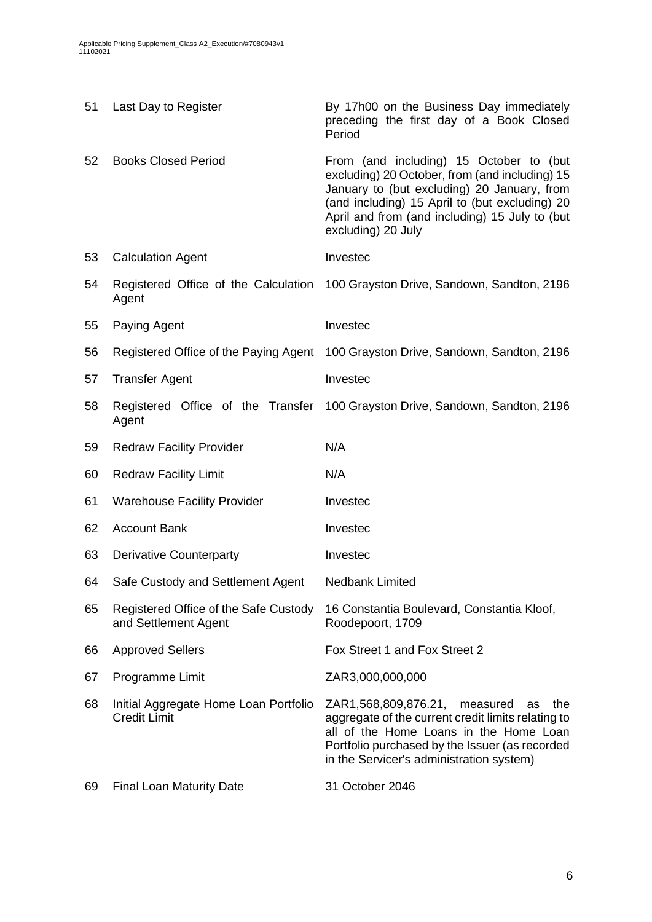| | | |
|---|---|---|
| 51 | Last Day to Register | By 17h00 on the Business Day immediately preceding the first day of a Book Closed Period |
| 52 | Books Closed Period | From (and including) 15 October to (but excluding) 20 October, from (and including) 15 January to (but excluding) 20 January, from (and including) 15 April to (but excluding) 20 April and from (and including) 15 July to (but excluding) 20 July |
| 53 | Calculation Agent | Investec |
| 54 | Registered Office of the Calculation Agent | 100 Grayston Drive, Sandown, Sandton, 2196 |
| 55 | Paying Agent | Investec |
| 56 | Registered Office of the Paying Agent | 100 Grayston Drive, Sandown, Sandton, 2196 |
| 57 | Transfer Agent | Investec |
| 58 | Registered Office of the Transfer Agent | 100 Grayston Drive, Sandown, Sandton, 2196 |
| 59 | Redraw Facility Provider | N/A |
| 60 | Redraw Facility Limit | N/A |
| 61 | Warehouse Facility Provider | Investec |
| 62 | Account Bank | Investec |
| 63 | Derivative Counterparty | Investec |
| 64 | Safe Custody and Settlement Agent | Nedbank Limited |
| 65 | Registered Office of the Safe Custody and Settlement Agent | 16 Constantia Boulevard, Constantia Kloof, Roodepoort, 1709 |
| 66 | Approved Sellers | Fox Street 1 and Fox Street 2 |
| 67 | Programme Limit | ZAR3,000,000,000 |
| 68 | Initial Aggregate Home Loan Portfolio Credit Limit | ZAR1,568,809,876.21, measured as the aggregate of the current credit limits relating to all of the Home Loans in the Home Loan Portfolio purchased by the Issuer (as recorded in the Servicer's administration system) |
| 69 | Final Loan Maturity Date | 31 October 2046 |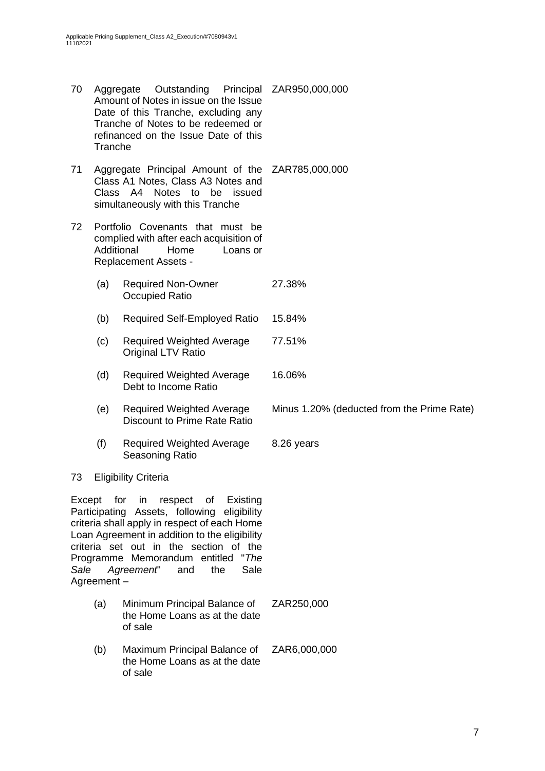| | | |
|---|---|---|
| 70 | Aggregate Outstanding Principal Amount of Notes in issue on the Issue Date of this Tranche, excluding any Tranche of Notes to be redeemed or refinanced on the Issue Date of this Tranche | ZAR950,000,000 |
| 71 | Aggregate Principal Amount of the Class A1 Notes, Class A3 Notes and Class A4 Notes to be issued simultaneously with this Tranche | ZAR785,000,000 |
| 72 | Portfolio Covenants that must be complied with after each acquisition of Additional Home Loans or Replacement Assets - | |
| | (a) Required Non-Owner Occupied Ratio | 27.38% |
| | (b) Required Self-Employed Ratio | 15.84% |
| | (c) Required Weighted Average Original LTV Ratio | 77.51% |
| | (d) Required Weighted Average Debt to Income Ratio | 16.06% |
| | (e) Required Weighted Average Discount to Prime Rate Ratio | Minus 1.20% (deducted from the Prime Rate) |
| | (f) Required Weighted Average Seasoning Ratio | 8.26 years |
| 73 | Eligibility Criteria | |

Except for in respect of Existing Participating Assets, following eligibility criteria shall apply in respect of each Home Loan Agreement in addition to the eligibility criteria set out in the section of the Programme Memorandum entitled "*The Sale Agreement*" and the Sale Agreement –

| | |
|---|---|
| (a) Minimum Principal Balance of the Home Loans as at the date of sale | ZAR250,000 |
| (b) Maximum Principal Balance of the Home Loans as at the date of sale | ZAR6,000,000 |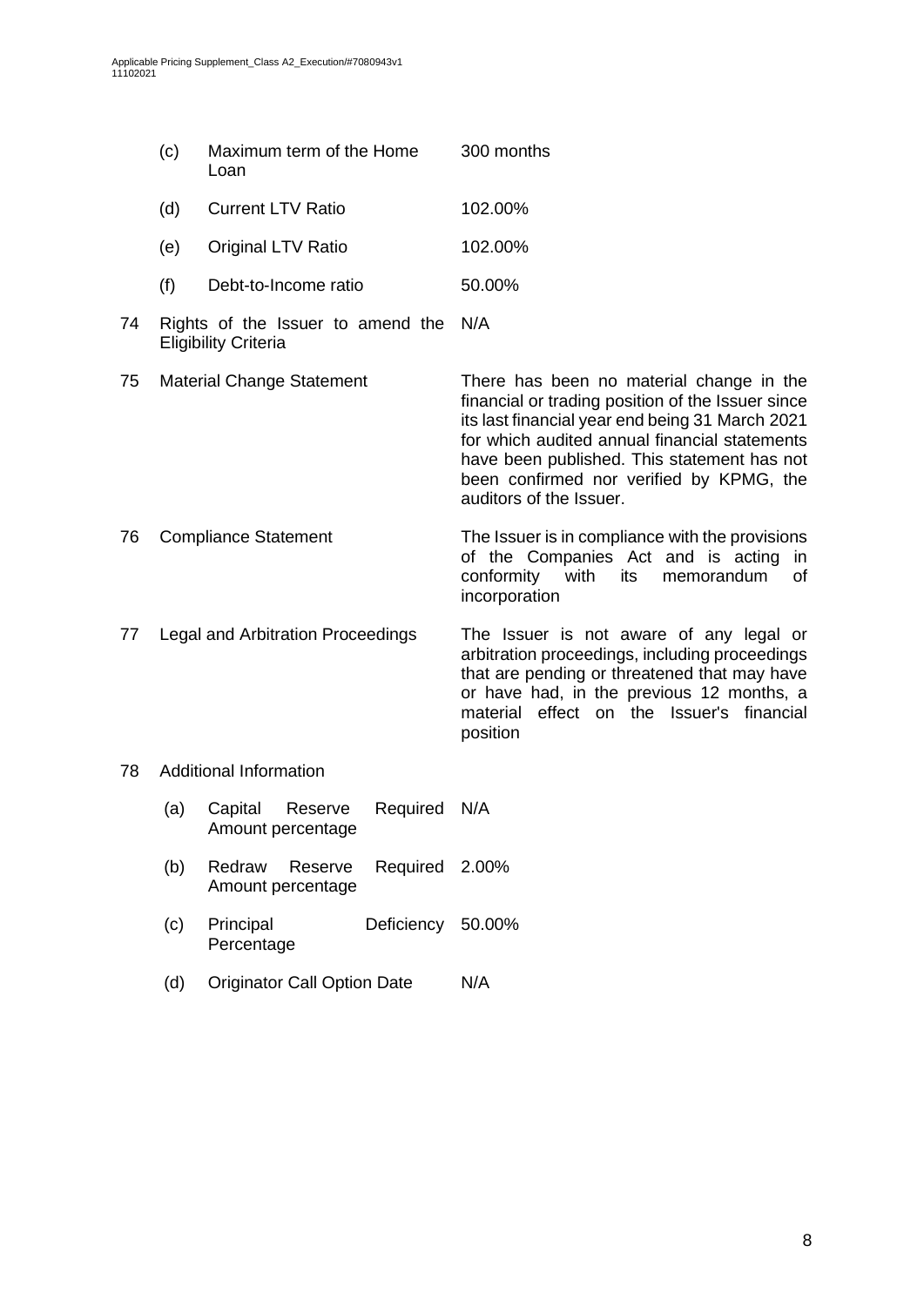| | | | |
|---|---|---|---|
| | (c) | Maximum term of the Home Loan | 300 months |
| | (d) | Current LTV Ratio | 102.00% |
| | (e) | Original LTV Ratio | 102.00% |
| | (f) | Debt-to-Income ratio | 50.00% |
| 74 | Rights of the Issuer to amend the Eligibility Criteria | | N/A |
| 75 | Material Change Statement | | There has been no material change in the financial or trading position of the Issuer since its last financial year end being 31 March 2021 for which audited annual financial statements have been published. This statement has not been confirmed nor verified by KPMG, the auditors of the Issuer. |
| 76 | Compliance Statement | | The Issuer is in compliance with the provisions of the Companies Act and is acting in conformity with its memorandum of incorporation |
| 77 | Legal and Arbitration Proceedings | | The Issuer is not aware of any legal or arbitration proceedings, including proceedings that are pending or threatened that may have or have had, in the previous 12 months, a material effect on the Issuer's financial position |
| 78 | Additional Information | | |
| | (a) | Capital Reserve Required Amount percentage | N/A |
| | (b) | Redraw Reserve Required Amount percentage | 2.00% |
| | (c) | Principal Deficiency Percentage | 50.00% |
| | (d) | Originator Call Option Date | N/A |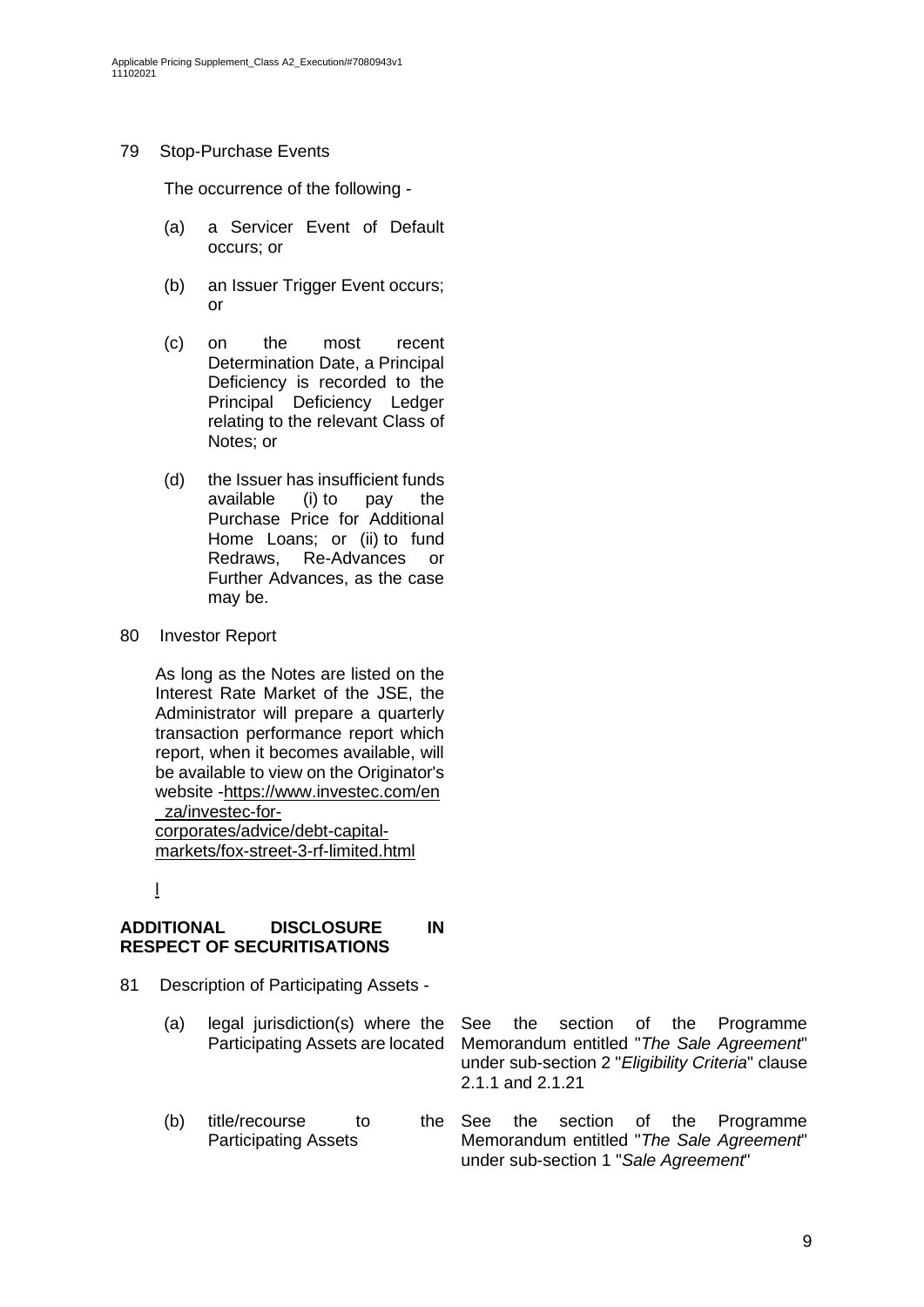79 Stop-Purchase Events

The occurrence of the following -

(a) a Servicer Event of Default occurs; or

(b) an Issuer Trigger Event occurs; or

(c) on the most recent Determination Date, a Principal Deficiency is recorded to the Principal Deficiency Ledger relating to the relevant Class of Notes; or

(d) the Issuer has insufficient funds available (i) to pay the Purchase Price for Additional Home Loans; or (ii) to fund Redraws, Re-Advances or Further Advances, as the case may be.

80 Investor Report

As long as the Notes are listed on the Interest Rate Market of the JSE, the Administrator will prepare a quarterly transaction performance report which report, when it becomes available, will be available to view on the Originator's website -https://www.investec.com/en_za/investec-for-corporates/advice/debt-capital-markets/fox-street-3-rf-limited.html

l

**ADDITIONAL DISCLOSURE IN RESPECT OF SECURITISATIONS**

81 Description of Participating Assets -

| | |
|---|---|
| (a) legal jurisdiction(s) where the Participating Assets are located | See the section of the Programme Memorandum entitled "*The Sale Agreement*" under sub-section 2 "*Eligibility Criteria*" clause 2.1.1 and 2.1.21 |
| (b) title/recourse to the Participating Assets | See the section of the Programme Memorandum entitled "*The Sale Agreement*" under sub-section 1 "*Sale Agreement*" |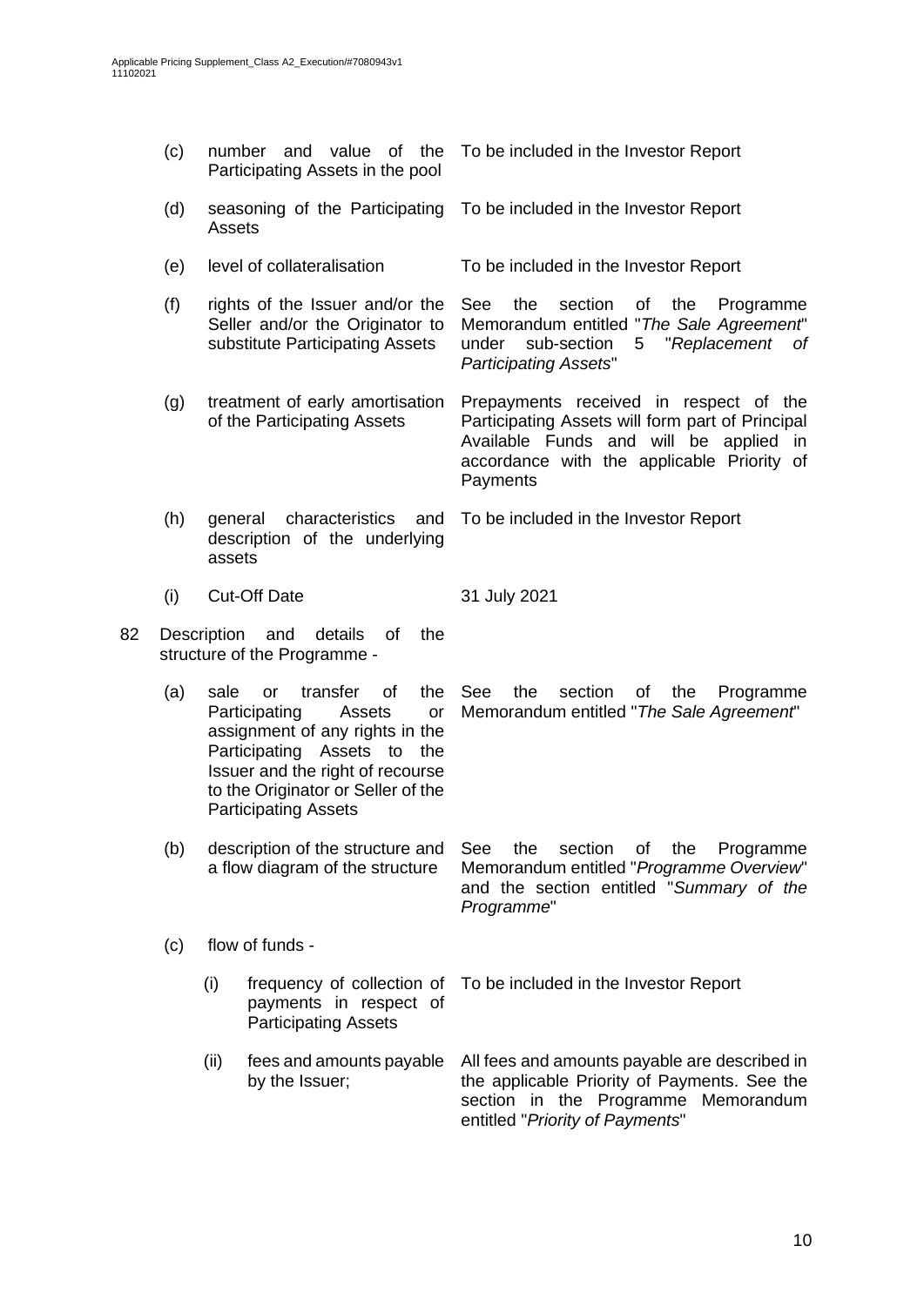| | | |
|---|---|---|
| (c) | number and value of the Participating Assets in the pool | To be included in the Investor Report |
| (d) | seasoning of the Participating Assets | To be included in the Investor Report |
| (e) | level of collateralisation | To be included in the Investor Report |
| (f) | rights of the Issuer and/or the Seller and/or the Originator to substitute Participating Assets | See the section of the Programme Memorandum entitled "*The Sale Agreement*" under sub-section 5 "*Replacement of Participating Assets*" |
| (g) | treatment of early amortisation of the Participating Assets | Prepayments received in respect of the Participating Assets will form part of Principal Available Funds and will be applied in accordance with the applicable Priority of Payments |
| (h) | general characteristics and description of the underlying assets | To be included in the Investor Report |
| (i) | Cut-Off Date | 31 July 2021 |

82 Description and details of the structure of the Programme -

| | | |
|---|---|---|
| (a) | sale or transfer of the Participating Assets or assignment of any rights in the Participating Assets to the Issuer and the right of recourse to the Originator or Seller of the Participating Assets | See the section of the Programme Memorandum entitled "*The Sale Agreement*" |
| (b) | description of the structure and a flow diagram of the structure | See the section of the Programme Memorandum entitled "*Programme Overview*" and the section entitled "*Summary of the Programme*" |
| (c) | flow of funds - | |
| (i) | frequency of collection of payments in respect of Participating Assets | To be included in the Investor Report |
| (ii) | fees and amounts payable by the Issuer; | All fees and amounts payable are described in the applicable Priority of Payments. See the section in the Programme Memorandum entitled "*Priority of Payments*" |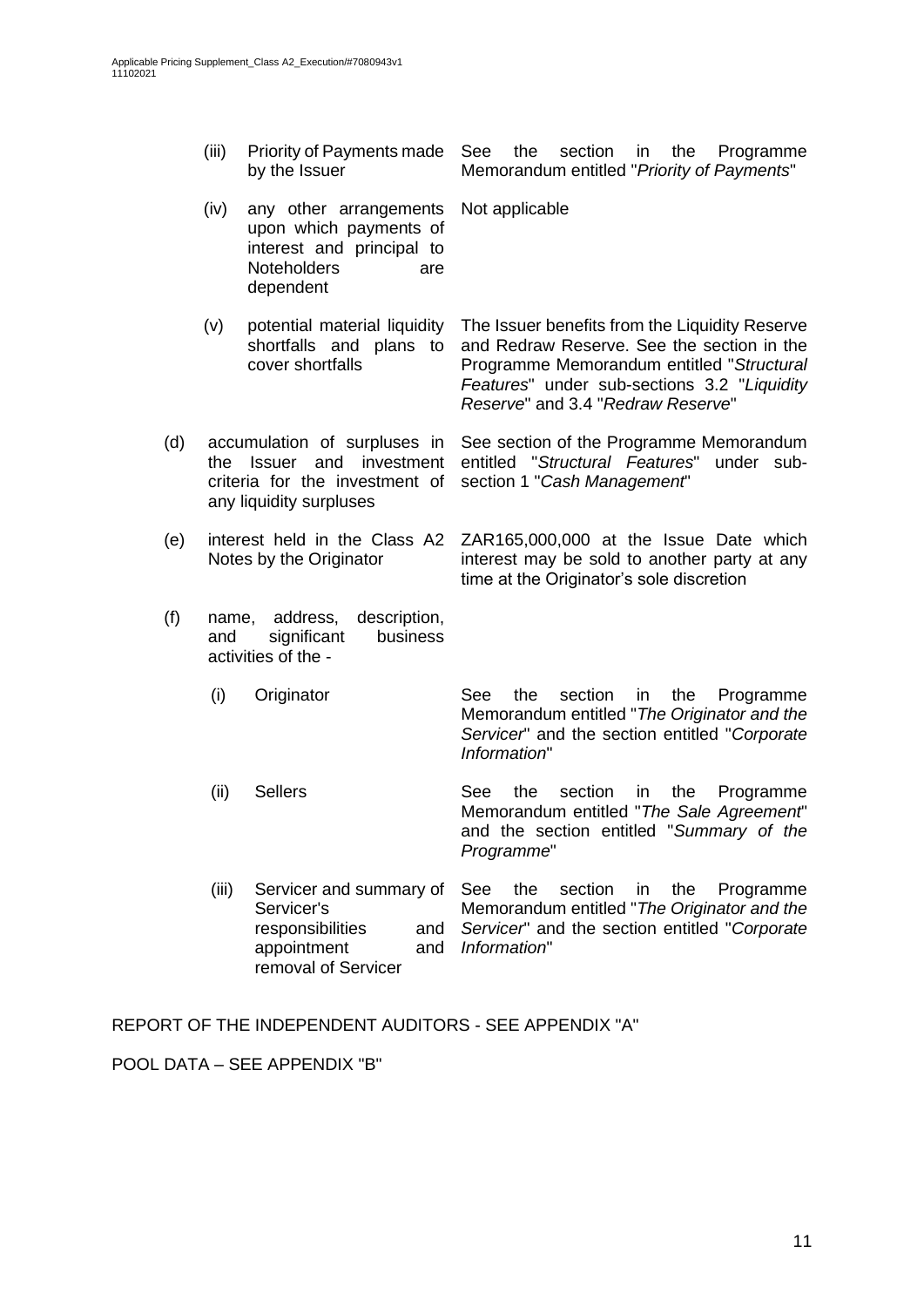(iii) Priority of Payments made by the Issuer — See the section in the Programme Memorandum entitled "*Priority of Payments*"

(iv) any other arrangements upon which payments of interest and principal to Noteholders are dependent — Not applicable

(v) potential material liquidity shortfalls and plans to cover shortfalls — The Issuer benefits from the Liquidity Reserve and Redraw Reserve. See the section in the Programme Memorandum entitled "*Structural Features*" under sub-sections 3.2 "*Liquidity Reserve*" and 3.4 "*Redraw Reserve*"

(d) accumulation of surpluses in the Issuer and investment criteria for the investment of any liquidity surpluses — See section of the Programme Memorandum entitled "*Structural Features*" under sub-section 1 "*Cash Management*"

(e) interest held in the Class A2 Notes by the Originator — ZAR165,000,000 at the Issue Date which interest may be sold to another party at any time at the Originator's sole discretion

(f) name, address, description, and significant business activities of the -

(i) Originator — See the section in the Programme Memorandum entitled "*The Originator and the Servicer*" and the section entitled "*Corporate Information*"

(ii) Sellers — See the section in the Programme Memorandum entitled "*The Sale Agreement*" and the section entitled "*Summary of the Programme*"

(iii) Servicer and summary of Servicer's responsibilities and appointment and removal of Servicer — See the section in the Programme Memorandum entitled "*The Originator and the Servicer*" and the section entitled "*Corporate Information*"

REPORT OF THE INDEPENDENT AUDITORS - SEE APPENDIX "A"

POOL DATA – SEE APPENDIX "B"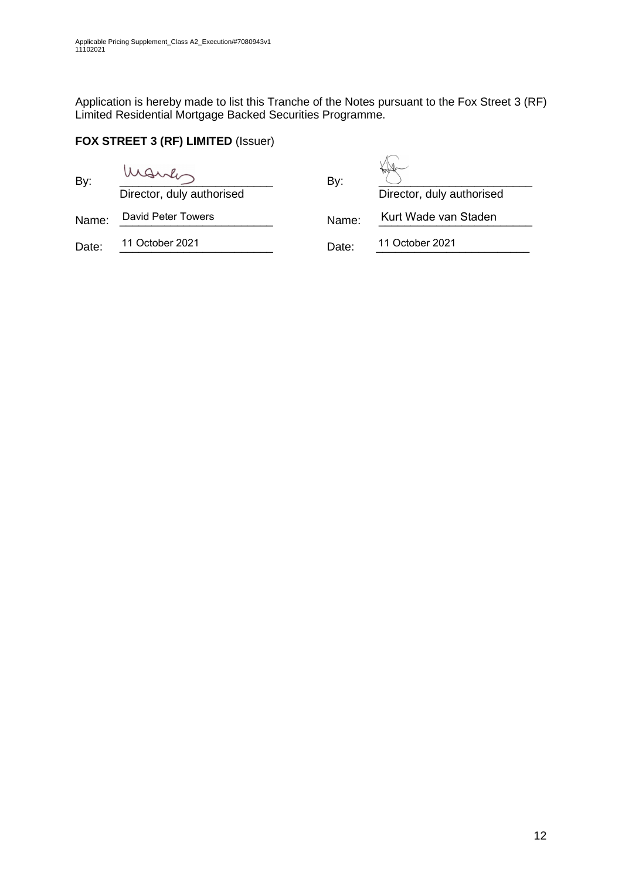Application is hereby made to list this Tranche of the Notes pursuant to the Fox Street 3 (RF) Limited Residential Mortgage Backed Securities Programme.

**FOX STREET 3 (RF) LIMITED** (Issuer)

| | | | |
|---|---|---|---|
| By: | ____________________ Director, duly authorised | By: | ____________________ Director, duly authorised |
| Name: | David Peter Towers | Name: | Kurt Wade van Staden |
| Date: | 11 October 2021 | Date: | 11 October 2021 |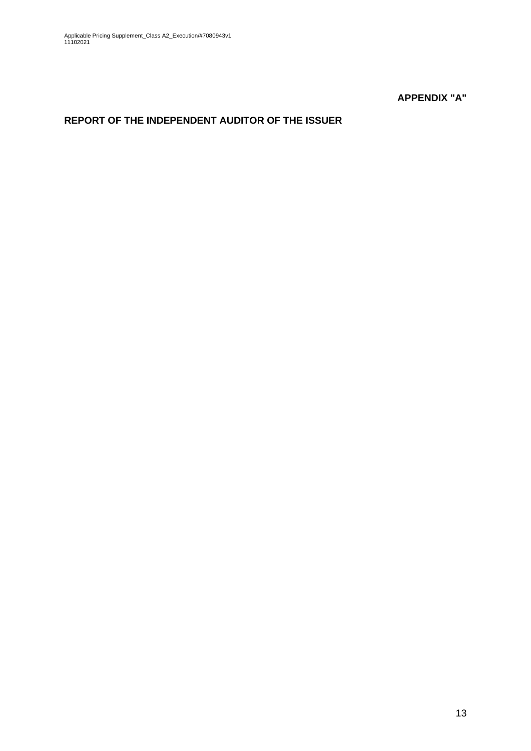**APPENDIX "A"**

## REPORT OF THE INDEPENDENT AUDITOR OF THE ISSUER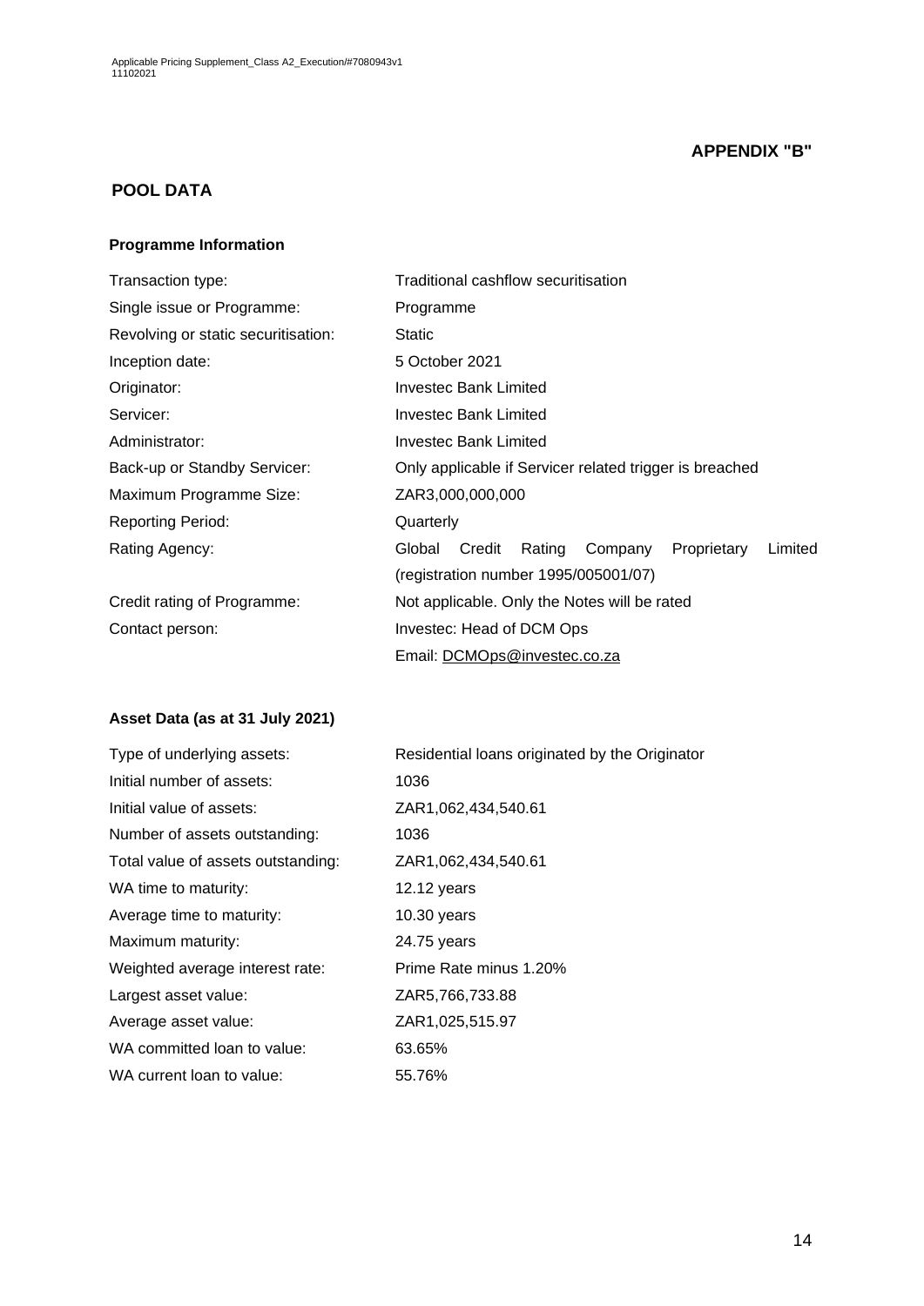**APPENDIX "B"**

## POOL DATA

### Programme Information

| | |
|---|---|
| Transaction type: | Traditional cashflow securitisation |
| Single issue or Programme: | Programme |
| Revolving or static securitisation: | Static |
| Inception date: | 5 October 2021 |
| Originator: | Investec Bank Limited |
| Servicer: | Investec Bank Limited |
| Administrator: | Investec Bank Limited |
| Back-up or Standby Servicer: | Only applicable if Servicer related trigger is breached |
| Maximum Programme Size: | ZAR3,000,000,000 |
| Reporting Period: | Quarterly |
| Rating Agency: | Global Credit Rating Company Proprietary Limited (registration number 1995/005001/07) |
| Credit rating of Programme: | Not applicable. Only the Notes will be rated |
| Contact person: | Investec: Head of DCM Ops<br>Email: DCMOps@investec.co.za |

### Asset Data (as at 31 July 2021)

| | |
|---|---|
| Type of underlying assets: | Residential loans originated by the Originator |
| Initial number of assets: | 1036 |
| Initial value of assets: | ZAR1,062,434,540.61 |
| Number of assets outstanding: | 1036 |
| Total value of assets outstanding: | ZAR1,062,434,540.61 |
| WA time to maturity: | 12.12 years |
| Average time to maturity: | 10.30 years |
| Maximum maturity: | 24.75 years |
| Weighted average interest rate: | Prime Rate minus 1.20% |
| Largest asset value: | ZAR5,766,733.88 |
| Average asset value: | ZAR1,025,515.97 |
| WA committed loan to value: | 63.65% |
| WA current loan to value: | 55.76% |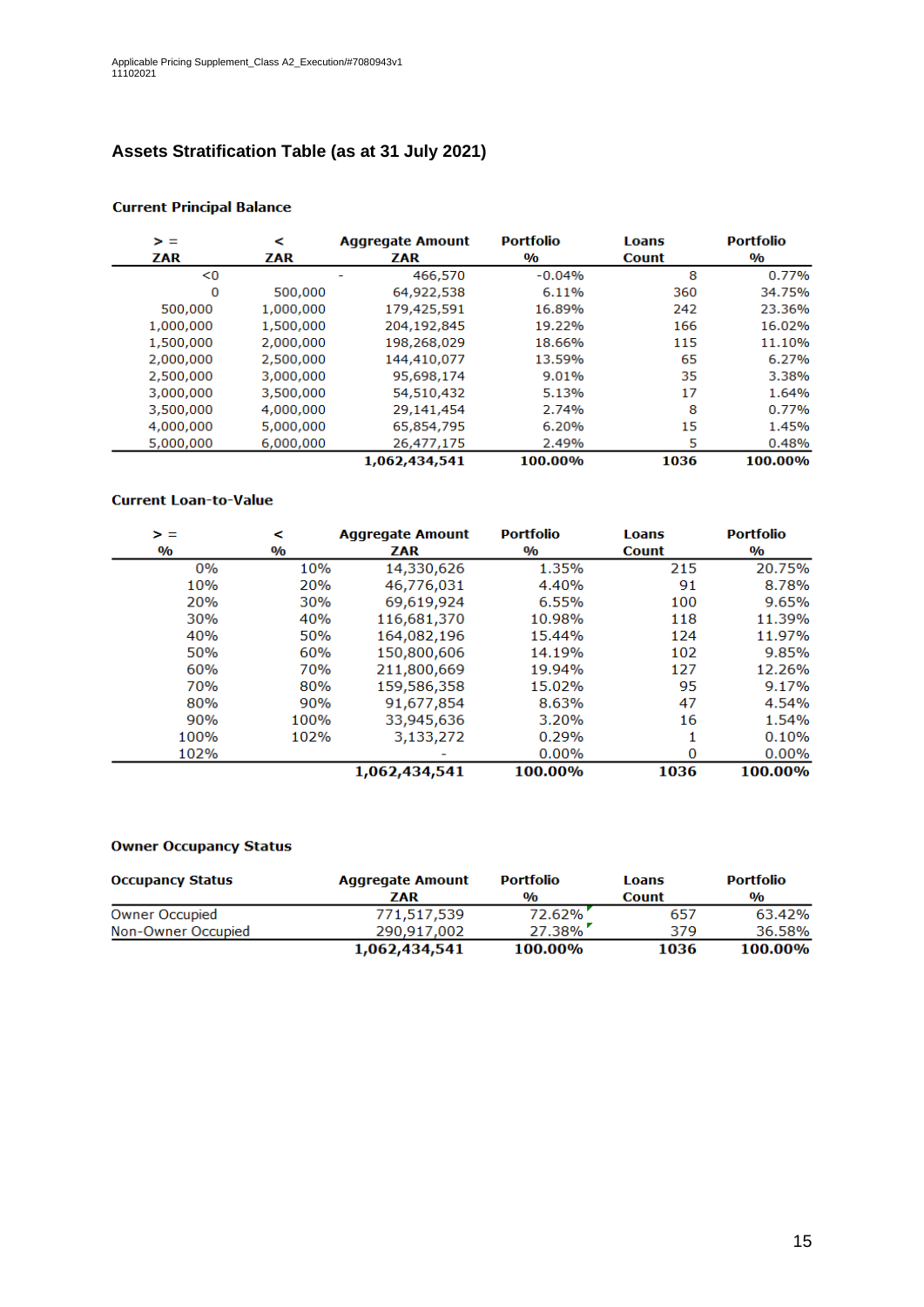# Assets Stratification Table (as at 31 July 2021)

**Current Principal Balance**

| >= ZAR | < ZAR | Aggregate Amount ZAR | Portfolio % | Loans Count | Portfolio % |
|---|---|---|---|---|---|
| <0 | - | 466,570 | -0.04% | 8 | 0.77% |
| 0 | 500,000 | 64,922,538 | 6.11% | 360 | 34.75% |
| 500,000 | 1,000,000 | 179,425,591 | 16.89% | 242 | 23.36% |
| 1,000,000 | 1,500,000 | 204,192,845 | 19.22% | 166 | 16.02% |
| 1,500,000 | 2,000,000 | 198,268,029 | 18.66% | 115 | 11.10% |
| 2,000,000 | 2,500,000 | 144,410,077 | 13.59% | 65 | 6.27% |
| 2,500,000 | 3,000,000 | 95,698,174 | 9.01% | 35 | 3.38% |
| 3,000,000 | 3,500,000 | 54,510,432 | 5.13% | 17 | 1.64% |
| 3,500,000 | 4,000,000 | 29,141,454 | 2.74% | 8 | 0.77% |
| 4,000,000 | 5,000,000 | 65,854,795 | 6.20% | 15 | 1.45% |
| 5,000,000 | 6,000,000 | 26,477,175 | 2.49% | 5 | 0.48% |
| | | **1,062,434,541** | **100.00%** | **1036** | **100.00%** |

**Current Loan-to-Value**

| >= % | < % | Aggregate Amount ZAR | Portfolio % | Loans Count | Portfolio % |
|---|---|---|---|---|---|
| 0% | 10% | 14,330,626 | 1.35% | 215 | 20.75% |
| 10% | 20% | 46,776,031 | 4.40% | 91 | 8.78% |
| 20% | 30% | 69,619,924 | 6.55% | 100 | 9.65% |
| 30% | 40% | 116,681,370 | 10.98% | 118 | 11.39% |
| 40% | 50% | 164,082,196 | 15.44% | 124 | 11.97% |
| 50% | 60% | 150,800,606 | 14.19% | 102 | 9.85% |
| 60% | 70% | 211,800,669 | 19.94% | 127 | 12.26% |
| 70% | 80% | 159,586,358 | 15.02% | 95 | 9.17% |
| 80% | 90% | 91,677,854 | 8.63% | 47 | 4.54% |
| 90% | 100% | 33,945,636 | 3.20% | 16 | 1.54% |
| 100% | 102% | 3,133,272 | 0.29% | 1 | 0.10% |
| 102% | | - | 0.00% | 0 | 0.00% |
| | | **1,062,434,541** | **100.00%** | **1036** | **100.00%** |

**Owner Occupancy Status**

| Occupancy Status | Aggregate Amount ZAR | Portfolio % | Loans Count | Portfolio % |
|---|---|---|---|---|
| Owner Occupied | 771,517,539 | 72.62% | 657 | 63.42% |
| Non-Owner Occupied | 290,917,002 | 27.38% | 379 | 36.58% |
| | **1,062,434,541** | **100.00%** | **1036** | **100.00%** |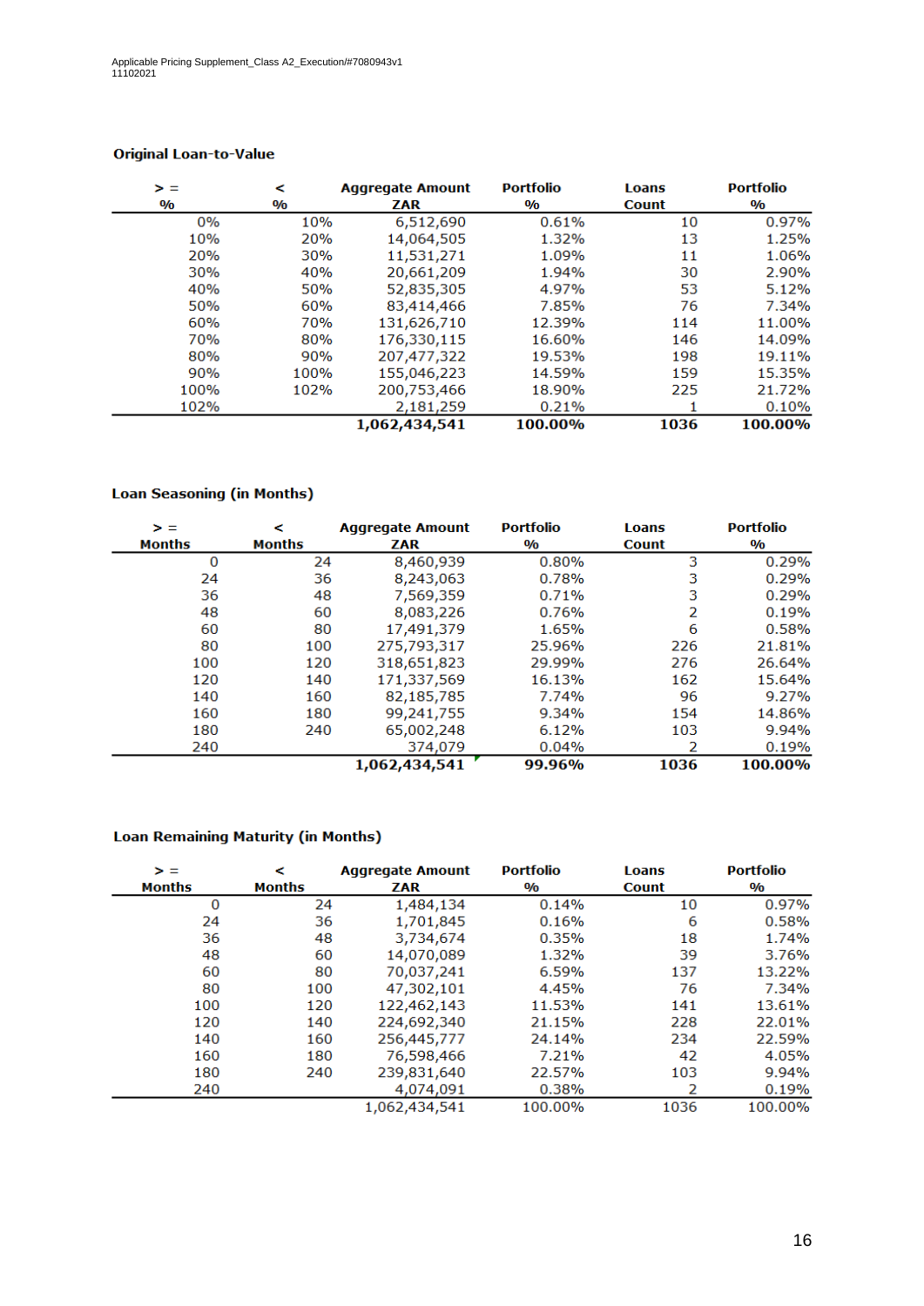### Original Loan-to-Value

| >= % | < % | Aggregate Amount ZAR | Portfolio % | Loans Count | Portfolio % |
|---|---|---|---|---|---|
| 0% | 10% | 6,512,690 | 0.61% | 10 | 0.97% |
| 10% | 20% | 14,064,505 | 1.32% | 13 | 1.25% |
| 20% | 30% | 11,531,271 | 1.09% | 11 | 1.06% |
| 30% | 40% | 20,661,209 | 1.94% | 30 | 2.90% |
| 40% | 50% | 52,835,305 | 4.97% | 53 | 5.12% |
| 50% | 60% | 83,414,466 | 7.85% | 76 | 7.34% |
| 60% | 70% | 131,626,710 | 12.39% | 114 | 11.00% |
| 70% | 80% | 176,330,115 | 16.60% | 146 | 14.09% |
| 80% | 90% | 207,477,322 | 19.53% | 198 | 19.11% |
| 90% | 100% | 155,046,223 | 14.59% | 159 | 15.35% |
| 100% | 102% | 200,753,466 | 18.90% | 225 | 21.72% |
| 102% | | 2,181,259 | 0.21% | 1 | 0.10% |
| | | **1,062,434,541** | **100.00%** | **1036** | **100.00%** |

### Loan Seasoning (in Months)

| >= Months | < Months | Aggregate Amount ZAR | Portfolio % | Loans Count | Portfolio % |
|---|---|---|---|---|---|
| 0 | 24 | 8,460,939 | 0.80% | 3 | 0.29% |
| 24 | 36 | 8,243,063 | 0.78% | 3 | 0.29% |
| 36 | 48 | 7,569,359 | 0.71% | 3 | 0.29% |
| 48 | 60 | 8,083,226 | 0.76% | 2 | 0.19% |
| 60 | 80 | 17,491,379 | 1.65% | 6 | 0.58% |
| 80 | 100 | 275,793,317 | 25.96% | 226 | 21.81% |
| 100 | 120 | 318,651,823 | 29.99% | 276 | 26.64% |
| 120 | 140 | 171,337,569 | 16.13% | 162 | 15.64% |
| 140 | 160 | 82,185,785 | 7.74% | 96 | 9.27% |
| 160 | 180 | 99,241,755 | 9.34% | 154 | 14.86% |
| 180 | 240 | 65,002,248 | 6.12% | 103 | 9.94% |
| 240 | | 374,079 | 0.04% | 2 | 0.19% |
| | | **1,062,434,541** | **99.96%** | **1036** | **100.00%** |

### Loan Remaining Maturity (in Months)

| >= Months | < Months | Aggregate Amount ZAR | Portfolio % | Loans Count | Portfolio % |
|---|---|---|---|---|---|
| 0 | 24 | 1,484,134 | 0.14% | 10 | 0.97% |
| 24 | 36 | 1,701,845 | 0.16% | 6 | 0.58% |
| 36 | 48 | 3,734,674 | 0.35% | 18 | 1.74% |
| 48 | 60 | 14,070,089 | 1.32% | 39 | 3.76% |
| 60 | 80 | 70,037,241 | 6.59% | 137 | 13.22% |
| 80 | 100 | 47,302,101 | 4.45% | 76 | 7.34% |
| 100 | 120 | 122,462,143 | 11.53% | 141 | 13.61% |
| 120 | 140 | 224,692,340 | 21.15% | 228 | 22.01% |
| 140 | 160 | 256,445,777 | 24.14% | 234 | 22.59% |
| 160 | 180 | 76,598,466 | 7.21% | 42 | 4.05% |
| 180 | 240 | 239,831,640 | 22.57% | 103 | 9.94% |
| 240 | | 4,074,091 | 0.38% | 2 | 0.19% |
| | | 1,062,434,541 | 100.00% | 1036 | 100.00% |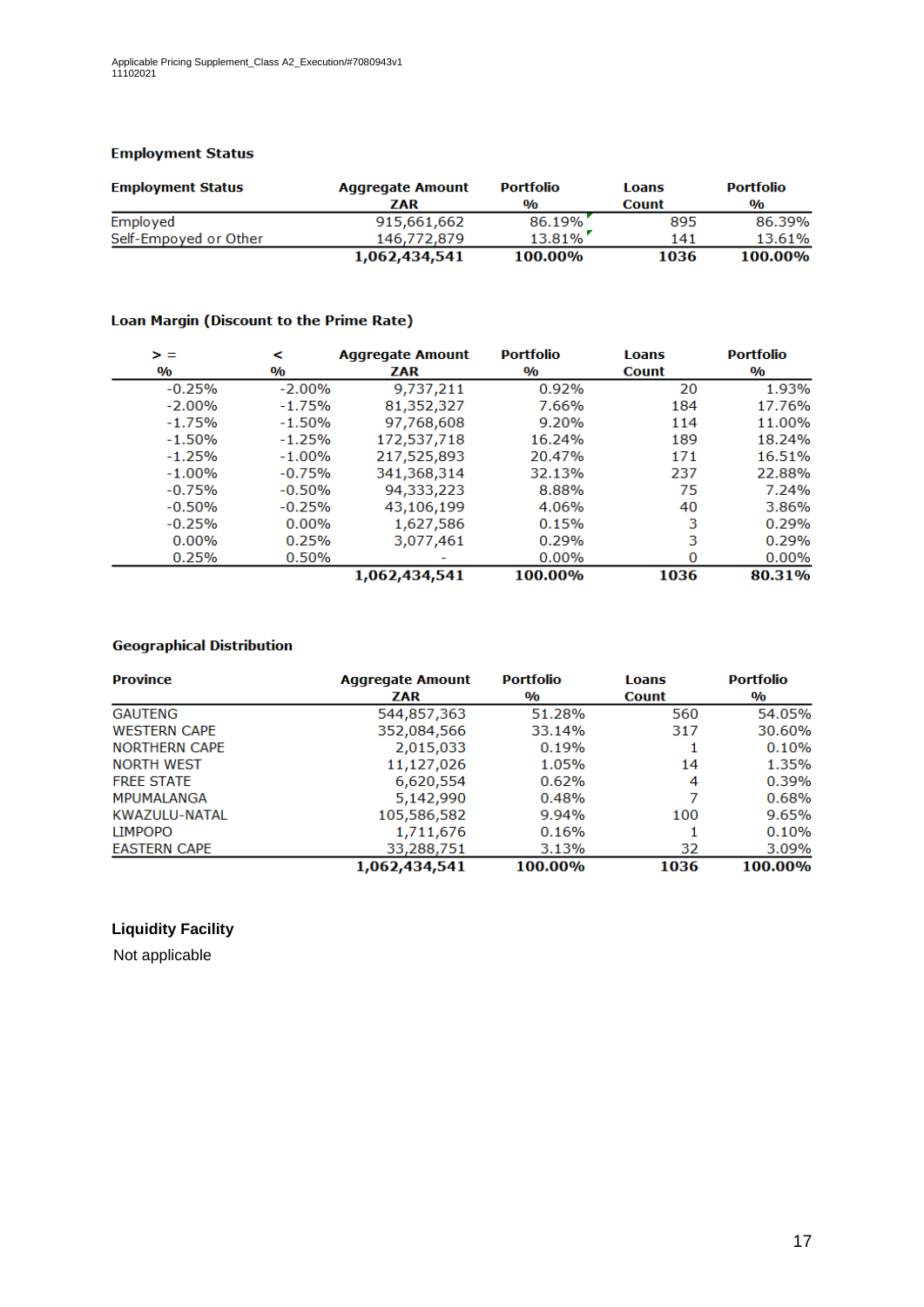### Employment Status

| Employment Status | Aggregate Amount ZAR | Portfolio % | Loans Count | Portfolio % |
|---|---|---|---|---|
| Employed | 915,661,662 | 86.19% | 895 | 86.39% |
| Self-Empoyed or Other | 146,772,879 | 13.81% | 141 | 13.61% |
| | **1,062,434,541** | **100.00%** | **1036** | **100.00%** |

### Loan Margin (Discount to the Prime Rate)

| > = % | < % | Aggregate Amount ZAR | Portfolio % | Loans Count | Portfolio % |
|---|---|---|---|---|---|
| -0.25% | -2.00% | 9,737,211 | 0.92% | 20 | 1.93% |
| -2.00% | -1.75% | 81,352,327 | 7.66% | 184 | 17.76% |
| -1.75% | -1.50% | 97,768,608 | 9.20% | 114 | 11.00% |
| -1.50% | -1.25% | 172,537,718 | 16.24% | 189 | 18.24% |
| -1.25% | -1.00% | 217,525,893 | 20.47% | 171 | 16.51% |
| -1.00% | -0.75% | 341,368,314 | 32.13% | 237 | 22.88% |
| -0.75% | -0.50% | 94,333,223 | 8.88% | 75 | 7.24% |
| -0.50% | -0.25% | 43,106,199 | 4.06% | 40 | 3.86% |
| -0.25% | 0.00% | 1,627,586 | 0.15% | 3 | 0.29% |
| 0.00% | 0.25% | 3,077,461 | 0.29% | 3 | 0.29% |
| 0.25% | 0.50% | - | 0.00% | 0 | 0.00% |
| | | **1,062,434,541** | **100.00%** | **1036** | **80.31%** |

### Geographical Distribution

| Province | Aggregate Amount ZAR | Portfolio % | Loans Count | Portfolio % |
|---|---|---|---|---|
| GAUTENG | 544,857,363 | 51.28% | 560 | 54.05% |
| WESTERN CAPE | 352,084,566 | 33.14% | 317 | 30.60% |
| NORTHERN CAPE | 2,015,033 | 0.19% | 1 | 0.10% |
| NORTH WEST | 11,127,026 | 1.05% | 14 | 1.35% |
| FREE STATE | 6,620,554 | 0.62% | 4 | 0.39% |
| MPUMALANGA | 5,142,990 | 0.48% | 7 | 0.68% |
| KWAZULU-NATAL | 105,586,582 | 9.94% | 100 | 9.65% |
| LIMPOPO | 1,711,676 | 0.16% | 1 | 0.10% |
| EASTERN CAPE | 33,288,751 | 3.13% | 32 | 3.09% |
| | **1,062,434,541** | **100.00%** | **1036** | **100.00%** |

### Liquidity Facility

Not applicable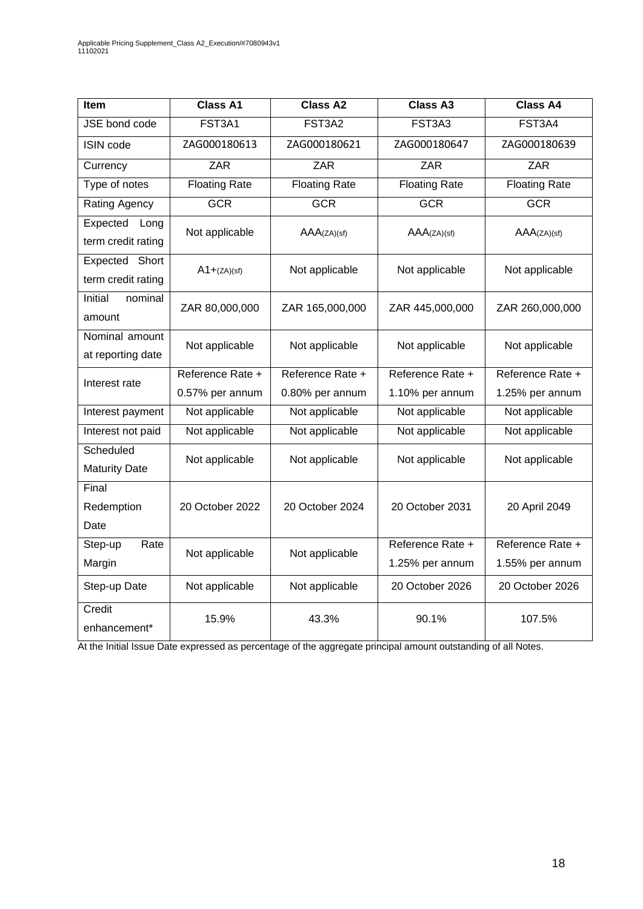| Item | Class A1 | Class A2 | Class A3 | Class A4 |
|---|---|---|---|---|
| JSE bond code | FST3A1 | FST3A2 | FST3A3 | FST3A4 |
| ISIN code | ZAG000180613 | ZAG000180621 | ZAG000180647 | ZAG000180639 |
| Currency | ZAR | ZAR | ZAR | ZAR |
| Type of notes | Floating Rate | Floating Rate | Floating Rate | Floating Rate |
| Rating Agency | GCR | GCR | GCR | GCR |
| Expected Long term credit rating | Not applicable | AAA(ZA)(sf) | AAA(ZA)(sf) | AAA(ZA)(sf) |
| Expected Short term credit rating | A1+(ZA)(sf) | Not applicable | Not applicable | Not applicable |
| Initial nominal amount | ZAR 80,000,000 | ZAR 165,000,000 | ZAR 445,000,000 | ZAR 260,000,000 |
| Nominal amount at reporting date | Not applicable | Not applicable | Not applicable | Not applicable |
| Interest rate | Reference Rate + 0.57% per annum | Reference Rate + 0.80% per annum | Reference Rate + 1.10% per annum | Reference Rate + 1.25% per annum |
| Interest payment | Not applicable | Not applicable | Not applicable | Not applicable |
| Interest not paid | Not applicable | Not applicable | Not applicable | Not applicable |
| Scheduled Maturity Date | Not applicable | Not applicable | Not applicable | Not applicable |
| Final Redemption Date | 20 October 2022 | 20 October 2024 | 20 October 2031 | 20 April 2049 |
| Step-up Rate Margin | Not applicable | Not applicable | Reference Rate + 1.25% per annum | Reference Rate + 1.55% per annum |
| Step-up Date | Not applicable | Not applicable | 20 October 2026 | 20 October 2026 |
| Credit enhancement* | 15.9% | 43.3% | 90.1% | 107.5% |

At the Initial Issue Date expressed as percentage of the aggregate principal amount outstanding of all Notes.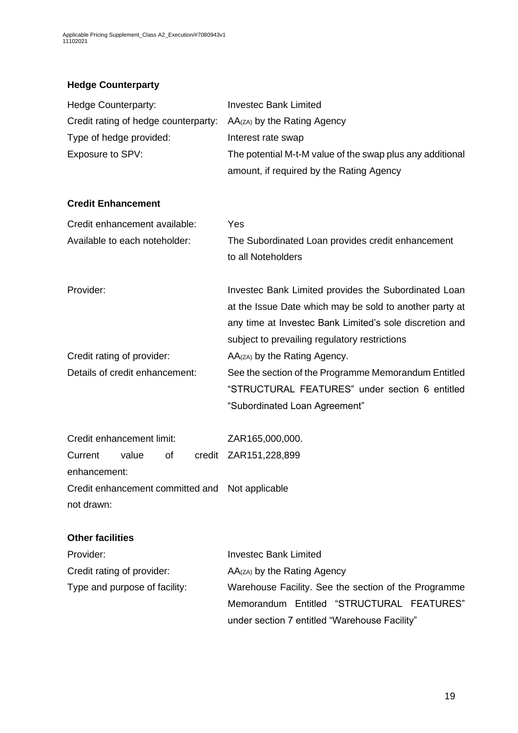### Hedge Counterparty

| | |
|---|---|
| Hedge Counterparty: | Investec Bank Limited |
| Credit rating of hedge counterparty: | $AA_{(ZA)}$ by the Rating Agency |
| Type of hedge provided: | Interest rate swap |
| Exposure to SPV: | The potential M-t-M value of the swap plus any additional amount, if required by the Rating Agency |

### Credit Enhancement

| | |
|---|---|
| Credit enhancement available: | Yes |
| Available to each noteholder: | The Subordinated Loan provides credit enhancement to all Noteholders |
| Provider: | Investec Bank Limited provides the Subordinated Loan at the Issue Date which may be sold to another party at any time at Investec Bank Limited's sole discretion and subject to prevailing regulatory restrictions |
| Credit rating of provider: | $AA_{(ZA)}$ by the Rating Agency. |
| Details of credit enhancement: | See the section of the Programme Memorandum Entitled "STRUCTURAL FEATURES" under section 6 entitled "Subordinated Loan Agreement" |
| Credit enhancement limit: | ZAR165,000,000. |
| Current value of credit enhancement: | ZAR151,228,899 |
| Credit enhancement committed and not drawn: | Not applicable |

### Other facilities

| | |
|---|---|
| Provider: | Investec Bank Limited |
| Credit rating of provider: | $AA_{(ZA)}$ by the Rating Agency |
| Type and purpose of facility: | Warehouse Facility. See the section of the Programme Memorandum Entitled "STRUCTURAL FEATURES" under section 7 entitled "Warehouse Facility" |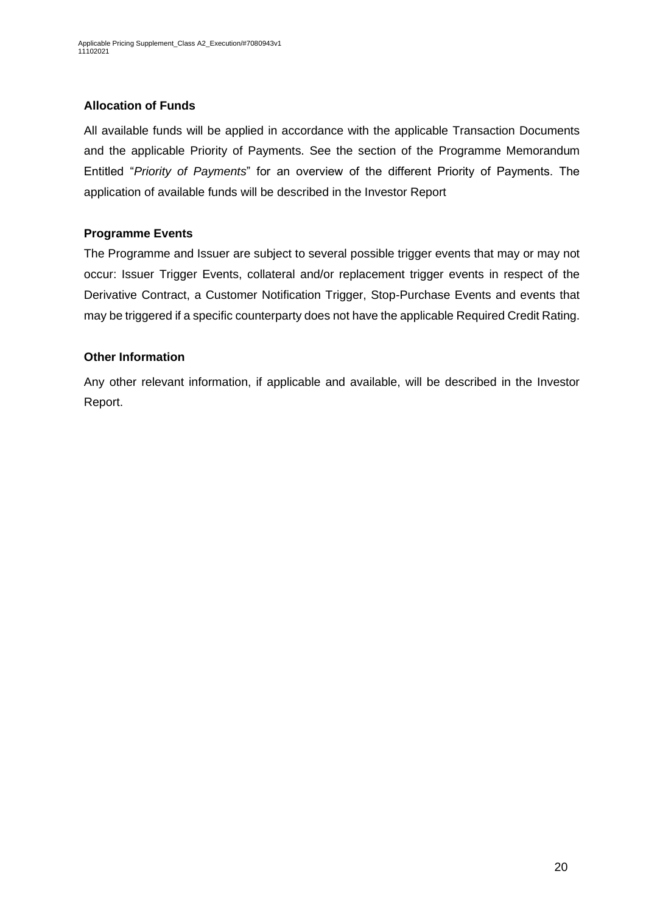### Allocation of Funds

All available funds will be applied in accordance with the applicable Transaction Documents and the applicable Priority of Payments. See the section of the Programme Memorandum Entitled "*Priority of Payments*" for an overview of the different Priority of Payments. The application of available funds will be described in the Investor Report

### Programme Events

The Programme and Issuer are subject to several possible trigger events that may or may not occur: Issuer Trigger Events, collateral and/or replacement trigger events in respect of the Derivative Contract, a Customer Notification Trigger, Stop-Purchase Events and events that may be triggered if a specific counterparty does not have the applicable Required Credit Rating.

### Other Information

Any other relevant information, if applicable and available, will be described in the Investor Report.